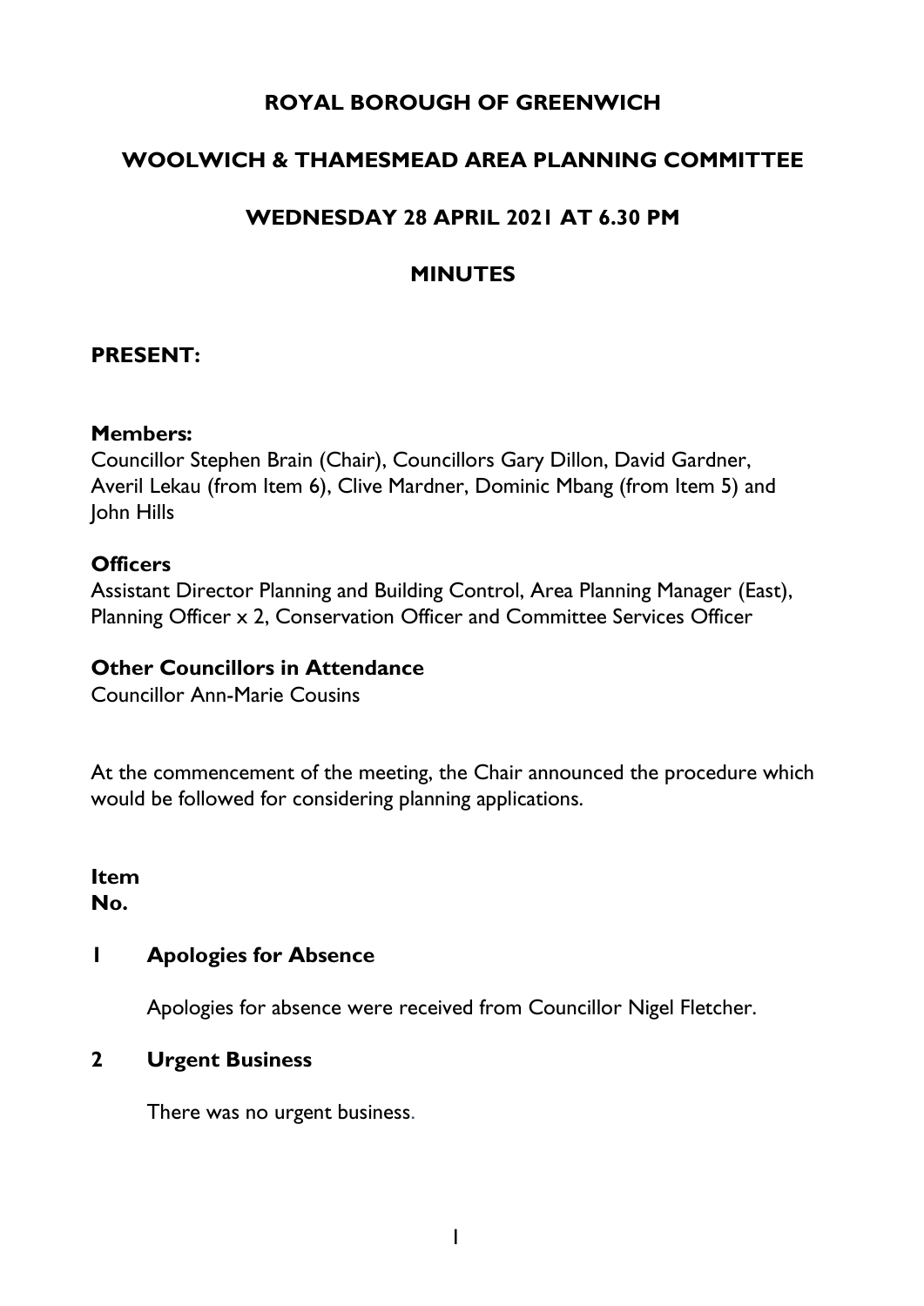# ROYAL BOROUGH OF GREENWICH

## WOOLWICH & THAMESMEAD AREA PLANNING COMMITTEE

## WEDNESDAY 28 APRIL 2021 AT 6.30 PM

## MINUTES

### PRESENT:

**Members:**
Councillor Stephen Brain (Chair), Councillors Gary Dillon, David Gardner, Averil Lekau (from Item 6), Clive Mardner, Dominic Mbang (from Item 5) and John Hills

**Officers**
Assistant Director Planning and Building Control, Area Planning Manager (East), Planning Officer x 2, Conservation Officer and Committee Services Officer

**Other Councillors in Attendance**
Councillor Ann-Marie Cousins

At the commencement of the meeting, the Chair announced the procedure which would be followed for considering planning applications.

**Item No.**

**1 Apologies for Absence**

Apologies for absence were received from Councillor Nigel Fletcher.

**2 Urgent Business**

There was no urgent business.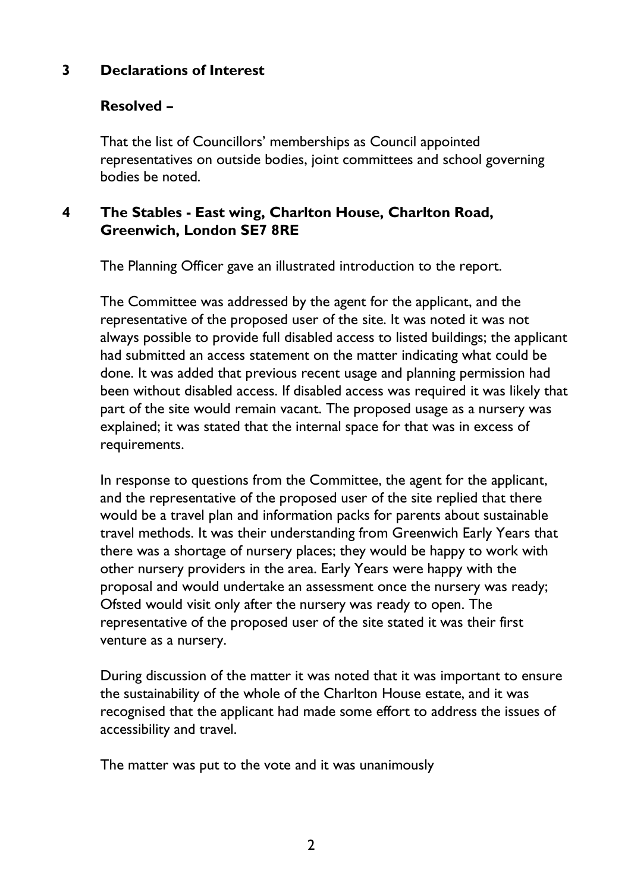## 3 Declarations of Interest

**Resolved –**

That the list of Councillors' memberships as Council appointed representatives on outside bodies, joint committees and school governing bodies be noted.

## 4 The Stables - East wing, Charlton House, Charlton Road, Greenwich, London SE7 8RE

The Planning Officer gave an illustrated introduction to the report.

The Committee was addressed by the agent for the applicant, and the representative of the proposed user of the site. It was noted it was not always possible to provide full disabled access to listed buildings; the applicant had submitted an access statement on the matter indicating what could be done. It was added that previous recent usage and planning permission had been without disabled access. If disabled access was required it was likely that part of the site would remain vacant. The proposed usage as a nursery was explained; it was stated that the internal space for that was in excess of requirements.

In response to questions from the Committee, the agent for the applicant, and the representative of the proposed user of the site replied that there would be a travel plan and information packs for parents about sustainable travel methods. It was their understanding from Greenwich Early Years that there was a shortage of nursery places; they would be happy to work with other nursery providers in the area. Early Years were happy with the proposal and would undertake an assessment once the nursery was ready; Ofsted would visit only after the nursery was ready to open. The representative of the proposed user of the site stated it was their first venture as a nursery.

During discussion of the matter it was noted that it was important to ensure the sustainability of the whole of the Charlton House estate, and it was recognised that the applicant had made some effort to address the issues of accessibility and travel.

The matter was put to the vote and it was unanimously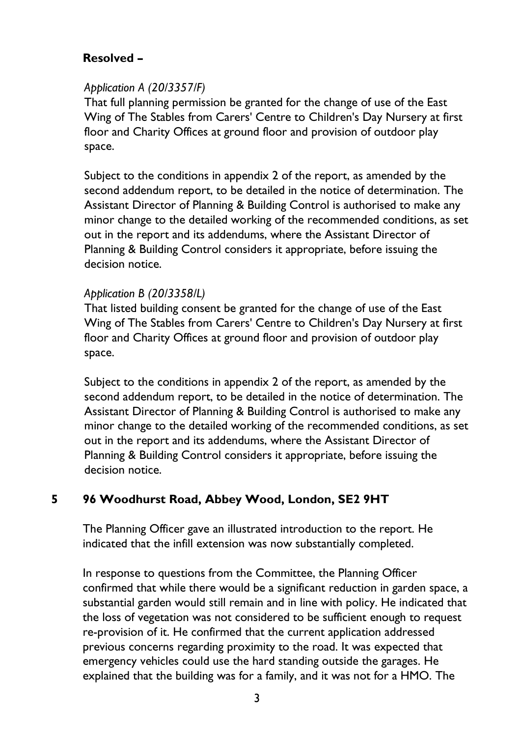**Resolved –**

*Application A (20/3357/F)*

That full planning permission be granted for the change of use of the East Wing of The Stables from Carers' Centre to Children's Day Nursery at first floor and Charity Offices at ground floor and provision of outdoor play space.

Subject to the conditions in appendix 2 of the report, as amended by the second addendum report, to be detailed in the notice of determination. The Assistant Director of Planning & Building Control is authorised to make any minor change to the detailed working of the recommended conditions, as set out in the report and its addendums, where the Assistant Director of Planning & Building Control considers it appropriate, before issuing the decision notice.

*Application B (20/3358/L)*

That listed building consent be granted for the change of use of the East Wing of The Stables from Carers' Centre to Children's Day Nursery at first floor and Charity Offices at ground floor and provision of outdoor play space.

Subject to the conditions in appendix 2 of the report, as amended by the second addendum report, to be detailed in the notice of determination. The Assistant Director of Planning & Building Control is authorised to make any minor change to the detailed working of the recommended conditions, as set out in the report and its addendums, where the Assistant Director of Planning & Building Control considers it appropriate, before issuing the decision notice.

## 5 96 Woodhurst Road, Abbey Wood, London, SE2 9HT

The Planning Officer gave an illustrated introduction to the report. He indicated that the infill extension was now substantially completed.

In response to questions from the Committee, the Planning Officer confirmed that while there would be a significant reduction in garden space, a substantial garden would still remain and in line with policy. He indicated that the loss of vegetation was not considered to be sufficient enough to request re-provision of it. He confirmed that the current application addressed previous concerns regarding proximity to the road. It was expected that emergency vehicles could use the hard standing outside the garages. He explained that the building was for a family, and it was not for a HMO. The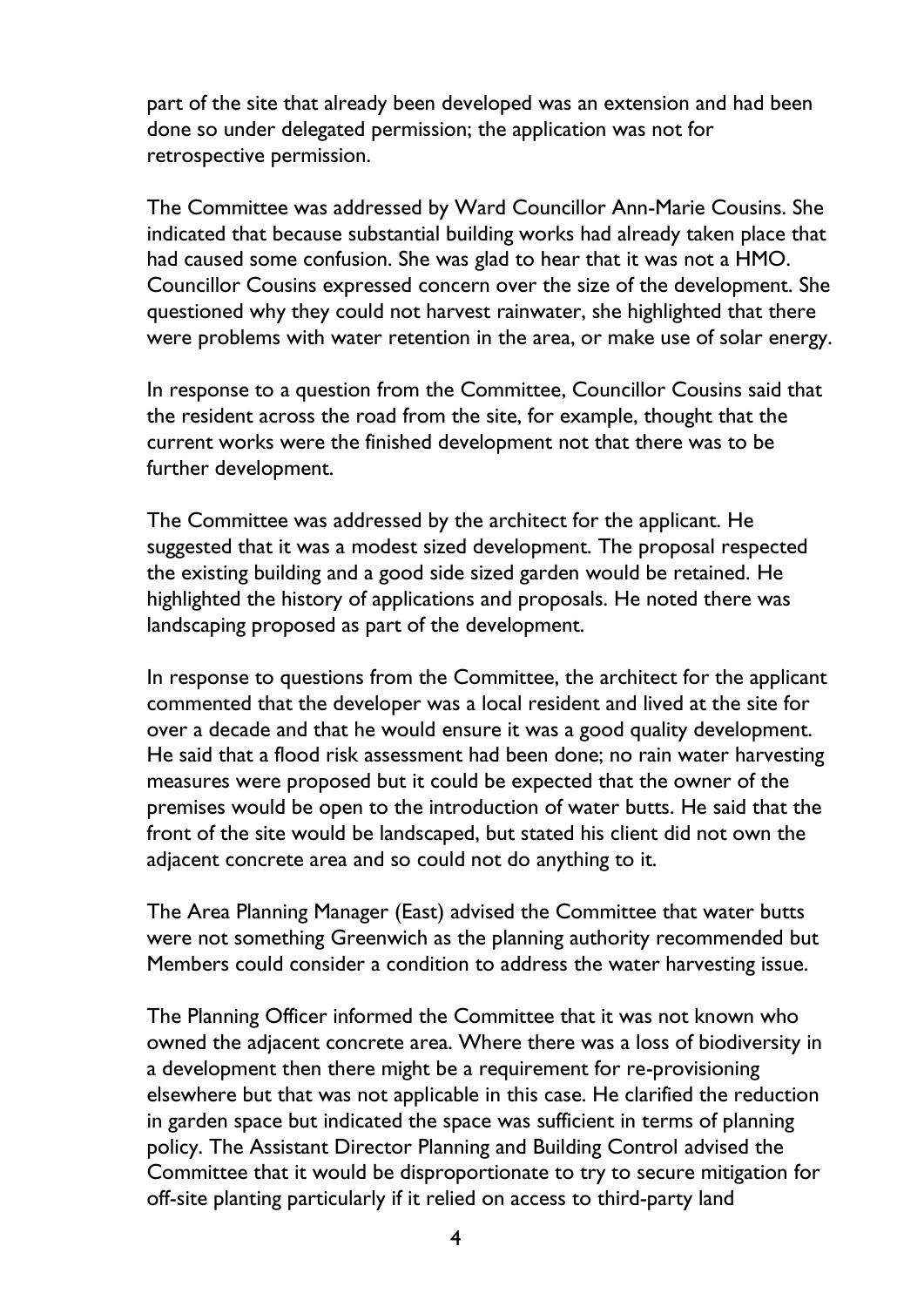part of the site that already been developed was an extension and had been done so under delegated permission; the application was not for retrospective permission.

The Committee was addressed by Ward Councillor Ann-Marie Cousins. She indicated that because substantial building works had already taken place that had caused some confusion. She was glad to hear that it was not a HMO. Councillor Cousins expressed concern over the size of the development. She questioned why they could not harvest rainwater, she highlighted that there were problems with water retention in the area, or make use of solar energy.

In response to a question from the Committee, Councillor Cousins said that the resident across the road from the site, for example, thought that the current works were the finished development not that there was to be further development.

The Committee was addressed by the architect for the applicant. He suggested that it was a modest sized development. The proposal respected the existing building and a good side sized garden would be retained. He highlighted the history of applications and proposals. He noted there was landscaping proposed as part of the development.

In response to questions from the Committee, the architect for the applicant commented that the developer was a local resident and lived at the site for over a decade and that he would ensure it was a good quality development. He said that a flood risk assessment had been done; no rain water harvesting measures were proposed but it could be expected that the owner of the premises would be open to the introduction of water butts. He said that the front of the site would be landscaped, but stated his client did not own the adjacent concrete area and so could not do anything to it.

The Area Planning Manager (East) advised the Committee that water butts were not something Greenwich as the planning authority recommended but Members could consider a condition to address the water harvesting issue.

The Planning Officer informed the Committee that it was not known who owned the adjacent concrete area. Where there was a loss of biodiversity in a development then there might be a requirement for re-provisioning elsewhere but that was not applicable in this case. He clarified the reduction in garden space but indicated the space was sufficient in terms of planning policy. The Assistant Director Planning and Building Control advised the Committee that it would be disproportionate to try to secure mitigation for off-site planting particularly if it relied on access to third-party land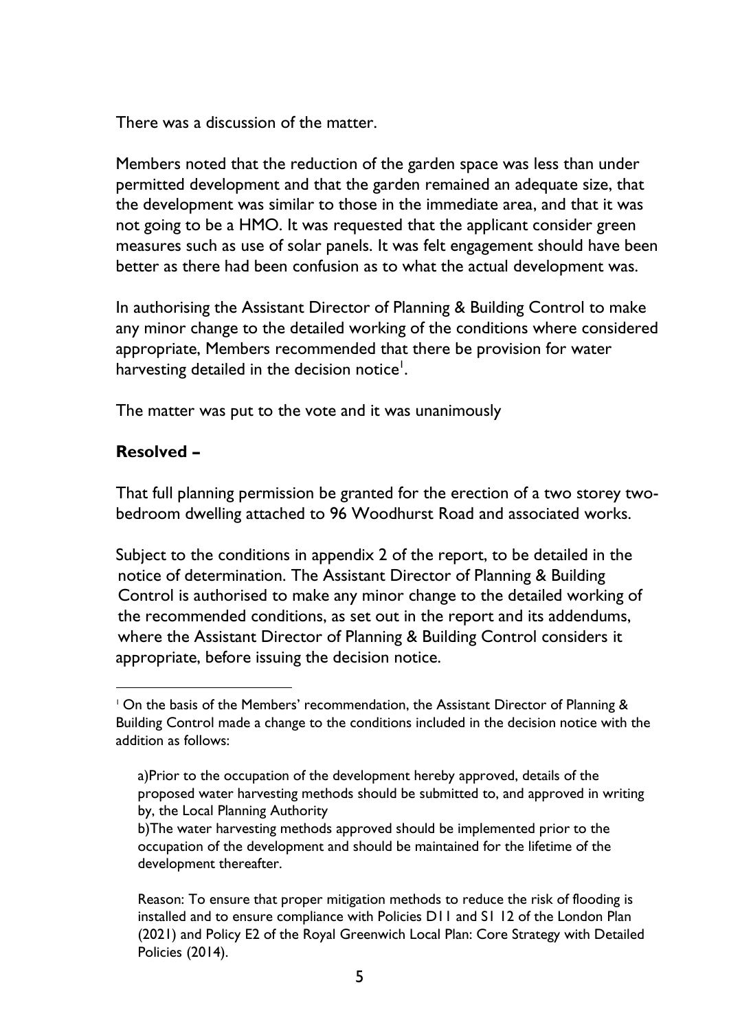There was a discussion of the matter.

Members noted that the reduction of the garden space was less than under permitted development and that the garden remained an adequate size, that the development was similar to those in the immediate area, and that it was not going to be a HMO. It was requested that the applicant consider green measures such as use of solar panels. It was felt engagement should have been better as there had been confusion as to what the actual development was.

In authorising the Assistant Director of Planning & Building Control to make any minor change to the detailed working of the conditions where considered appropriate, Members recommended that there be provision for water harvesting detailed in the decision notice[1].

The matter was put to the vote and it was unanimously

**Resolved –**

That full planning permission be granted for the erection of a two storey two-bedroom dwelling attached to 96 Woodhurst Road and associated works.

Subject to the conditions in appendix 2 of the report, to be detailed in the notice of determination. The Assistant Director of Planning & Building Control is authorised to make any minor change to the detailed working of the recommended conditions, as set out in the report and its addendums, where the Assistant Director of Planning & Building Control considers it appropriate, before issuing the decision notice.

---

[1] On the basis of the Members' recommendation, the Assistant Director of Planning & Building Control made a change to the conditions included in the decision notice with the addition as follows:

a)Prior to the occupation of the development hereby approved, details of the proposed water harvesting methods should be submitted to, and approved in writing by, the Local Planning Authority

b)The water harvesting methods approved should be implemented prior to the occupation of the development and should be maintained for the lifetime of the development thereafter.

Reason: To ensure that proper mitigation methods to reduce the risk of flooding is installed and to ensure compliance with Policies D11 and S1 12 of the London Plan (2021) and Policy E2 of the Royal Greenwich Local Plan: Core Strategy with Detailed Policies (2014).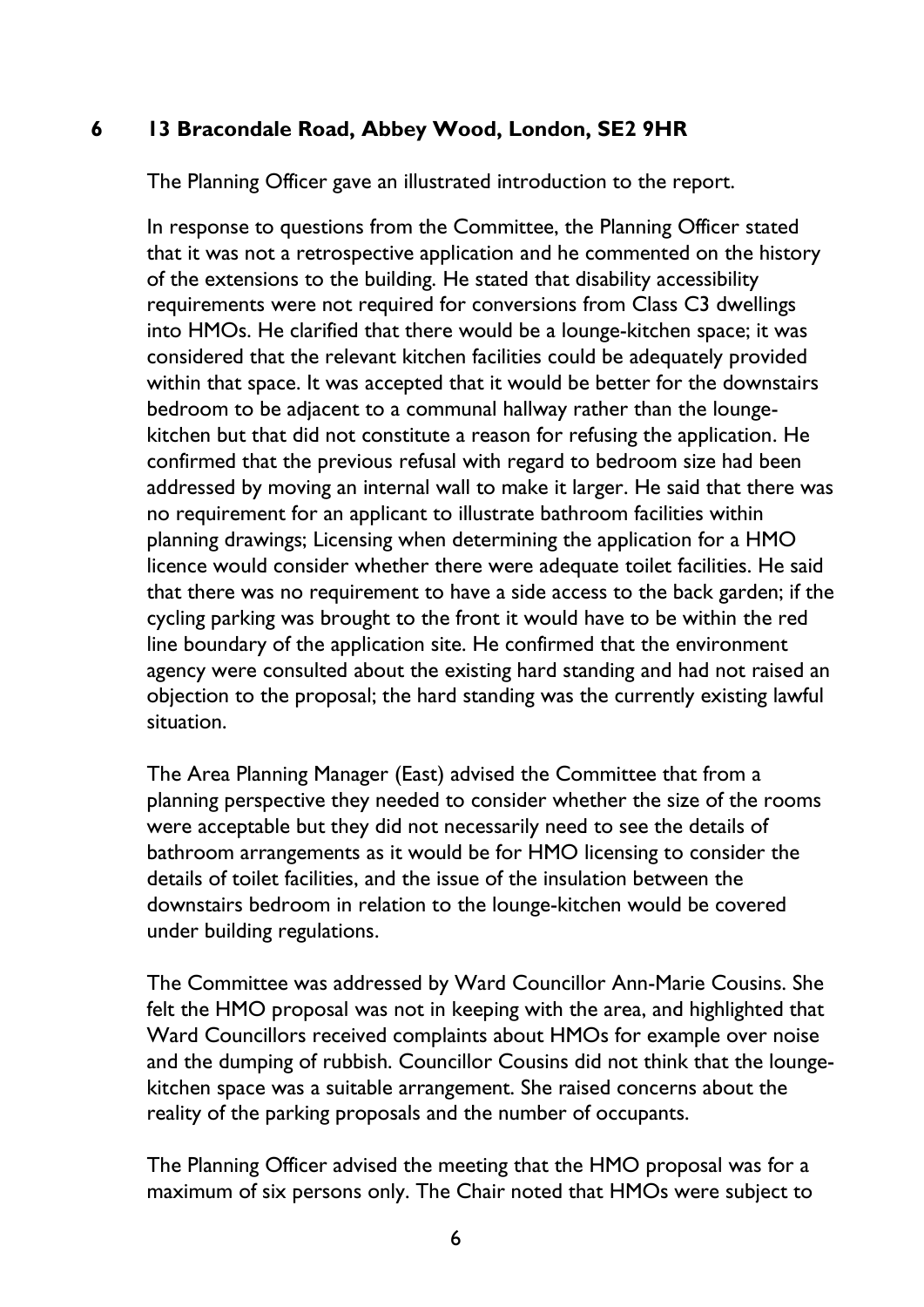## 6 13 Bracondale Road, Abbey Wood, London, SE2 9HR

The Planning Officer gave an illustrated introduction to the report.

In response to questions from the Committee, the Planning Officer stated that it was not a retrospective application and he commented on the history of the extensions to the building. He stated that disability accessibility requirements were not required for conversions from Class C3 dwellings into HMOs. He clarified that there would be a lounge-kitchen space; it was considered that the relevant kitchen facilities could be adequately provided within that space. It was accepted that it would be better for the downstairs bedroom to be adjacent to a communal hallway rather than the lounge-kitchen but that did not constitute a reason for refusing the application. He confirmed that the previous refusal with regard to bedroom size had been addressed by moving an internal wall to make it larger. He said that there was no requirement for an applicant to illustrate bathroom facilities within planning drawings; Licensing when determining the application for a HMO licence would consider whether there were adequate toilet facilities. He said that there was no requirement to have a side access to the back garden; if the cycling parking was brought to the front it would have to be within the red line boundary of the application site. He confirmed that the environment agency were consulted about the existing hard standing and had not raised an objection to the proposal; the hard standing was the currently existing lawful situation.

The Area Planning Manager (East) advised the Committee that from a planning perspective they needed to consider whether the size of the rooms were acceptable but they did not necessarily need to see the details of bathroom arrangements as it would be for HMO licensing to consider the details of toilet facilities, and the issue of the insulation between the downstairs bedroom in relation to the lounge-kitchen would be covered under building regulations.

The Committee was addressed by Ward Councillor Ann-Marie Cousins. She felt the HMO proposal was not in keeping with the area, and highlighted that Ward Councillors received complaints about HMOs for example over noise and the dumping of rubbish. Councillor Cousins did not think that the lounge-kitchen space was a suitable arrangement. She raised concerns about the reality of the parking proposals and the number of occupants.

The Planning Officer advised the meeting that the HMO proposal was for a maximum of six persons only. The Chair noted that HMOs were subject to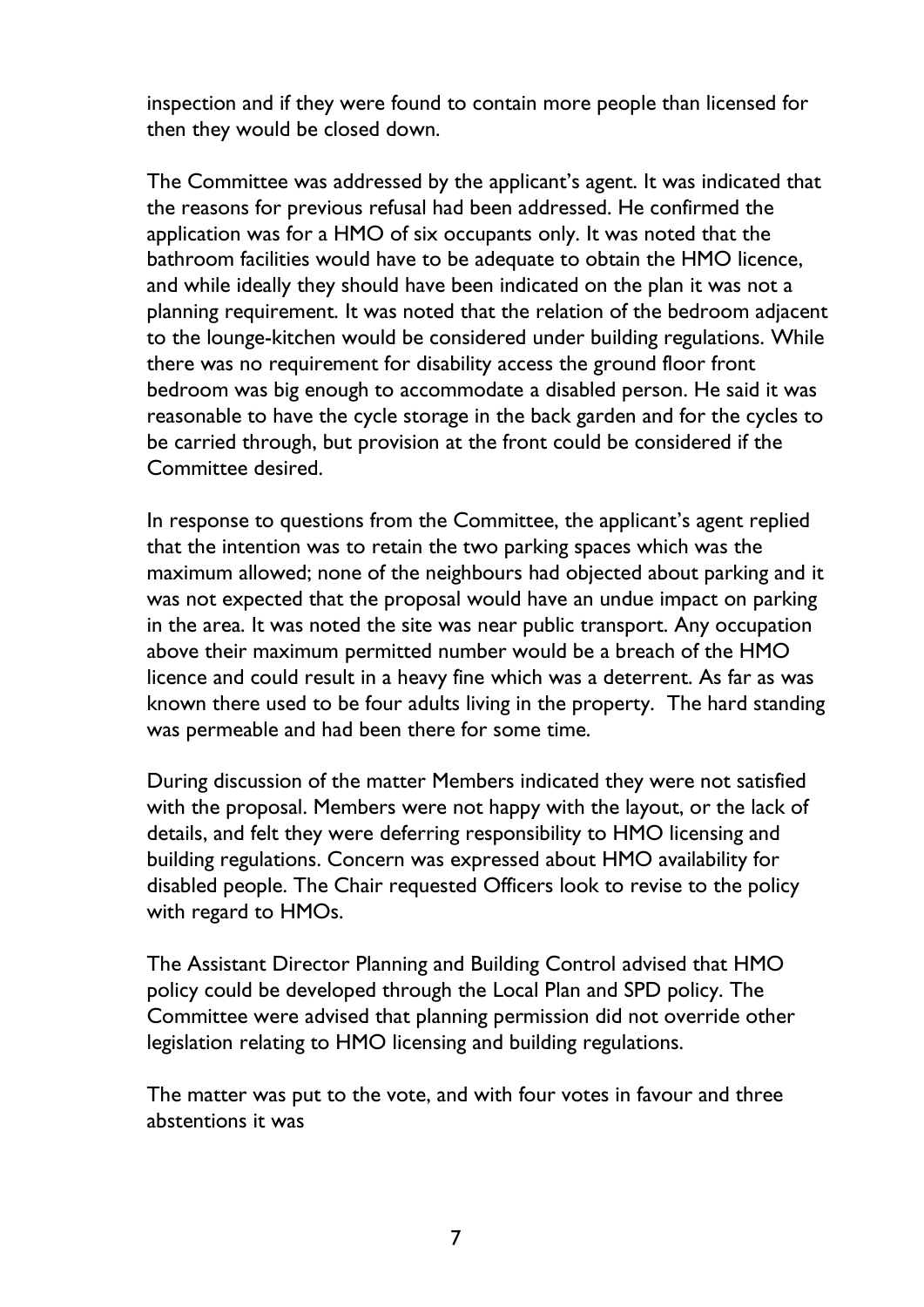inspection and if they were found to contain more people than licensed for then they would be closed down.

The Committee was addressed by the applicant's agent. It was indicated that the reasons for previous refusal had been addressed. He confirmed the application was for a HMO of six occupants only. It was noted that the bathroom facilities would have to be adequate to obtain the HMO licence, and while ideally they should have been indicated on the plan it was not a planning requirement. It was noted that the relation of the bedroom adjacent to the lounge-kitchen would be considered under building regulations. While there was no requirement for disability access the ground floor front bedroom was big enough to accommodate a disabled person. He said it was reasonable to have the cycle storage in the back garden and for the cycles to be carried through, but provision at the front could be considered if the Committee desired.

In response to questions from the Committee, the applicant's agent replied that the intention was to retain the two parking spaces which was the maximum allowed; none of the neighbours had objected about parking and it was not expected that the proposal would have an undue impact on parking in the area. It was noted the site was near public transport. Any occupation above their maximum permitted number would be a breach of the HMO licence and could result in a heavy fine which was a deterrent. As far as was known there used to be four adults living in the property. The hard standing was permeable and had been there for some time.

During discussion of the matter Members indicated they were not satisfied with the proposal. Members were not happy with the layout, or the lack of details, and felt they were deferring responsibility to HMO licensing and building regulations. Concern was expressed about HMO availability for disabled people. The Chair requested Officers look to revise to the policy with regard to HMOs.

The Assistant Director Planning and Building Control advised that HMO policy could be developed through the Local Plan and SPD policy. The Committee were advised that planning permission did not override other legislation relating to HMO licensing and building regulations.

The matter was put to the vote, and with four votes in favour and three abstentions it was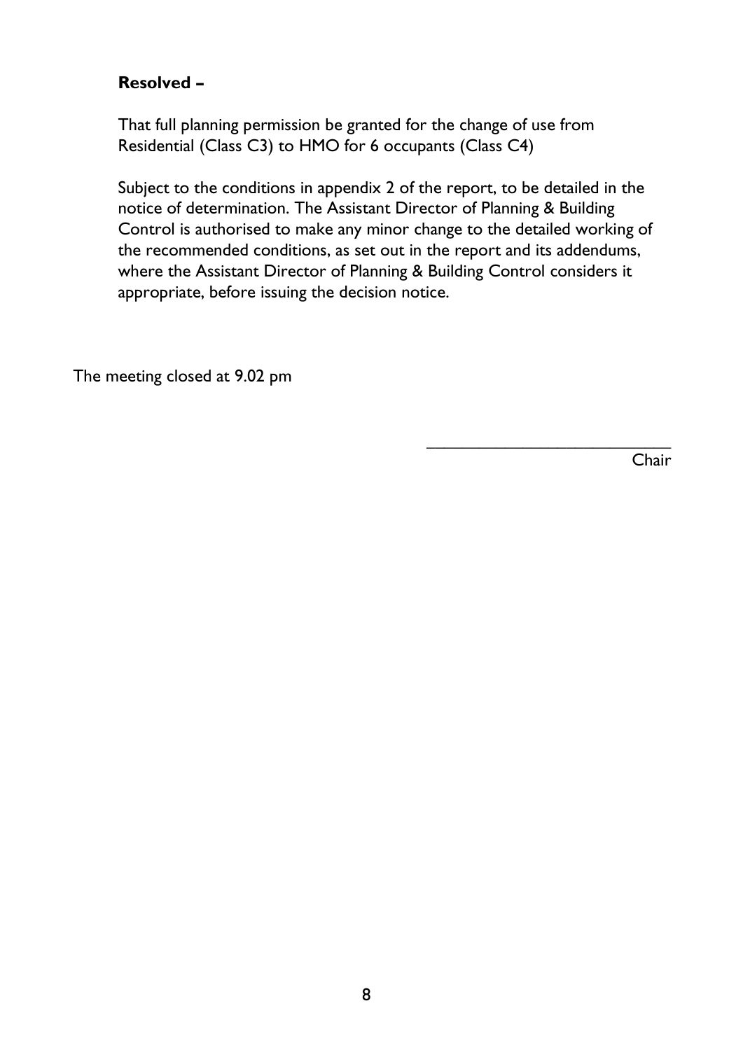**Resolved –**

That full planning permission be granted for the change of use from Residential (Class C3) to HMO for 6 occupants (Class C4)

Subject to the conditions in appendix 2 of the report, to be detailed in the notice of determination. The Assistant Director of Planning & Building Control is authorised to make any minor change to the detailed working of the recommended conditions, as set out in the report and its addendums, where the Assistant Director of Planning & Building Control considers it appropriate, before issuing the decision notice.

The meeting closed at 9.02 pm

\_\_\_\_\_\_\_\_\_\_\_\_\_\_\_\_\_\_\_\_\_\_\_\_\_\_\_\_

Chair